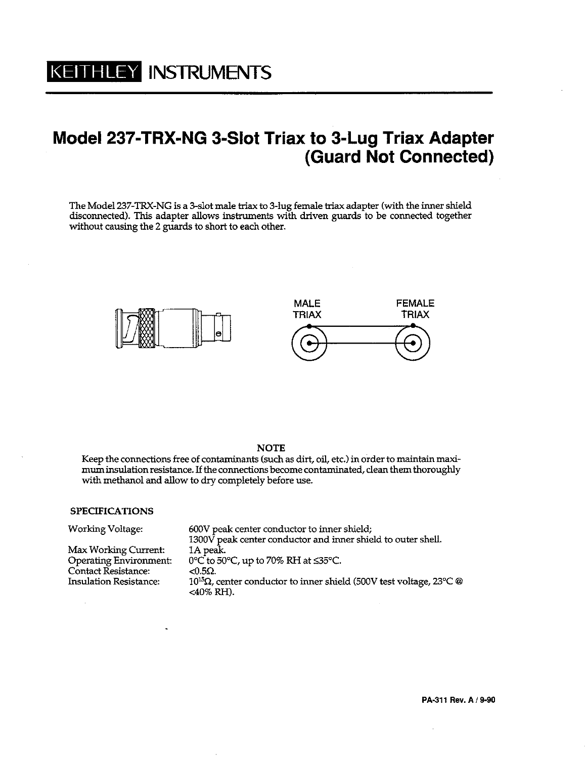KEITHLEY INSTRUMENTS

# Model 237-TRX-NG 3-Slot Triax to 3-Lug Triax Adapter (Guard Not Connected)

The Model 237-TRX-NG is a 3-slot male triax to 3-lug female triax adapter (with the inner shield disconnected). This adapter allows instruments with driven guards to be connected together without causing the 2 guards to short to each other.

MALE TRIAX

FEMALE TRIAX

**NOTE**

Keep the connections free of contaminants (such as dirt, oil, etc.) in order to maintain maximum insulation resistance. If the connections become contaminated, clean them thoroughly with methanol and allow to dry completely before use.

## SPECIFICATIONS

| | |
|---|---|
| Working Voltage: | 600V peak center conductor to inner shield; 1300V peak center conductor and inner shield to outer shell. |
| Max Working Current: | 1A peak. |
| Operating Environment: | 0°C to 50°C, up to 70% RH at ≤35°C. |
| Contact Resistance: | <0.5Ω. |
| Insulation Resistance: | $10^{15}$Ω, center conductor to inner shield (500V test voltage, 23°C @ <40% RH). |

PA-311 Rev. A / 9-90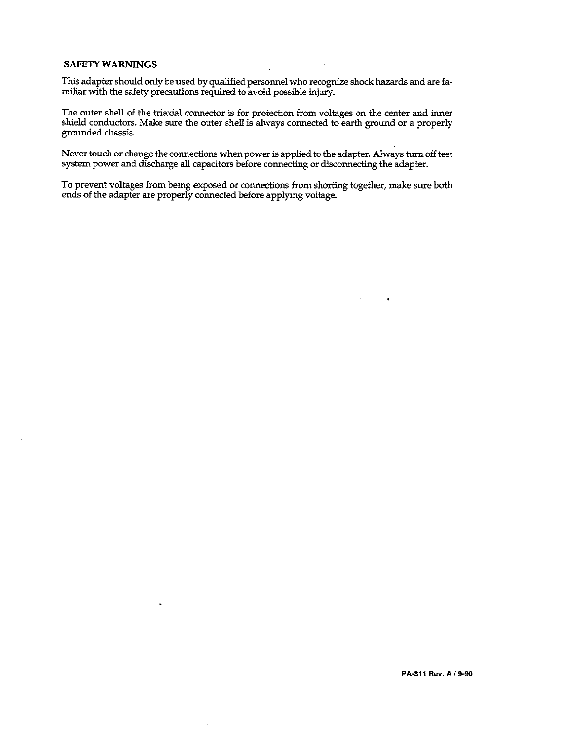## SAFETY WARNINGS

This adapter should only be used by qualified personnel who recognize shock hazards and are familiar with the safety precautions required to avoid possible injury.

The outer shell of the triaxial connector is for protection from voltages on the center and inner shield conductors. Make sure the outer shell is always connected to earth ground or a properly grounded chassis.

Never touch or change the connections when power is applied to the adapter. Always turn off test system power and discharge all capacitors before connecting or disconnecting the adapter.

To prevent voltages from being exposed or connections from shorting together, make sure both ends of the adapter are properly connected before applying voltage.

PA-311 Rev. A / 9-90